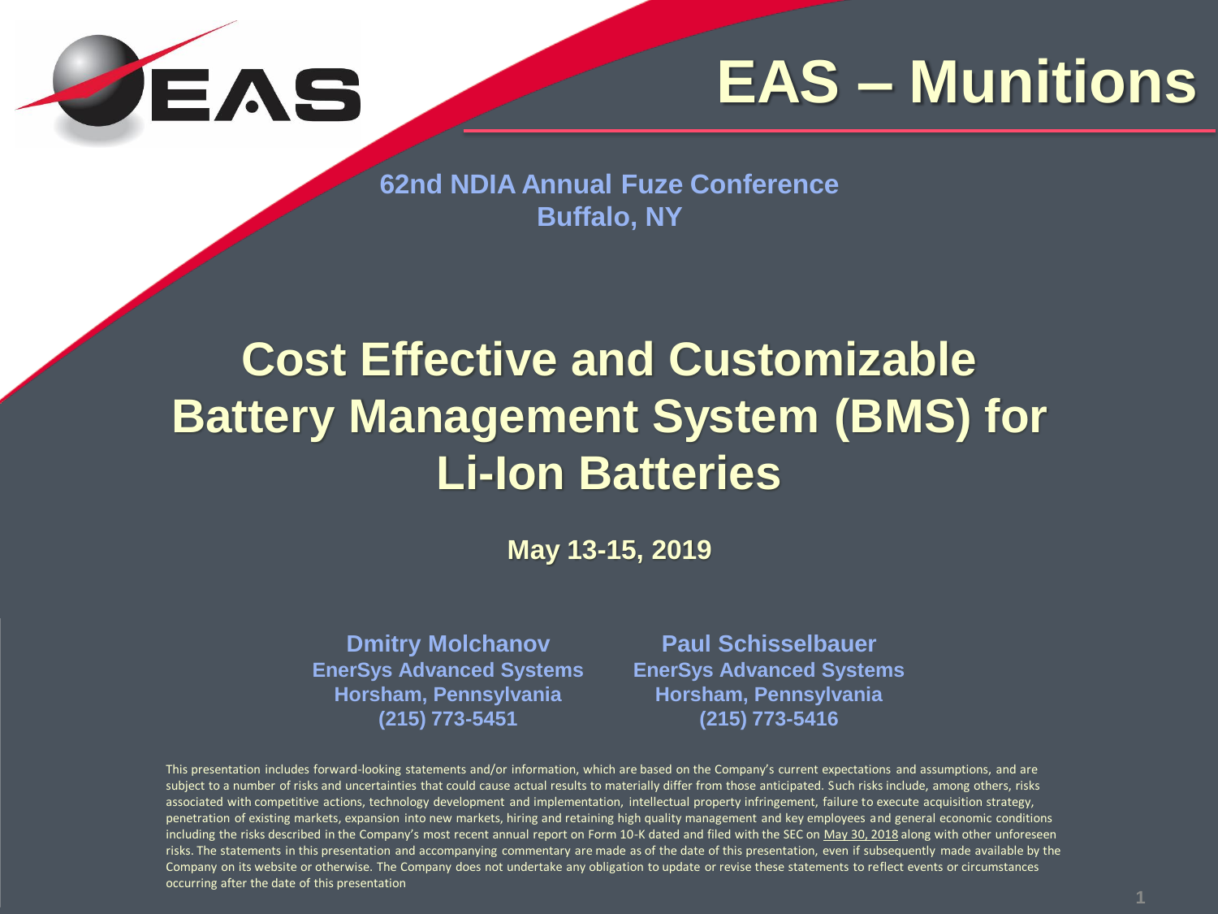# EAS – Munitions

**62nd NDIA Annual Fuze Conference**
**Buffalo, NY**

# Cost Effective and Customizable Battery Management System (BMS) for Li-Ion Batteries

**May 13-15, 2019**

**Dmitry Molchanov**
**EnerSys Advanced Systems**
**Horsham, Pennsylvania**
**(215) 773-5451**

**Paul Schisselbauer**
**EnerSys Advanced Systems**
**Horsham, Pennsylvania**
**(215) 773-5416**

This presentation includes forward-looking statements and/or information, which are based on the Company's current expectations and assumptions, and are subject to a number of risks and uncertainties that could cause actual results to materially differ from those anticipated. Such risks include, among others, risks associated with competitive actions, technology development and implementation, intellectual property infringement, failure to execute acquisition strategy, penetration of existing markets, expansion into new markets, hiring and retaining high quality management and key employees and general economic conditions including the risks described in the Company's most recent annual report on Form 10-K dated and filed with the SEC on May 30, 2018 along with other unforeseen risks. The statements in this presentation and accompanying commentary are made as of the date of this presentation, even if subsequently made available by the Company on its website or otherwise. The Company does not undertake any obligation to update or revise these statements to reflect events or circumstances occurring after the date of this presentation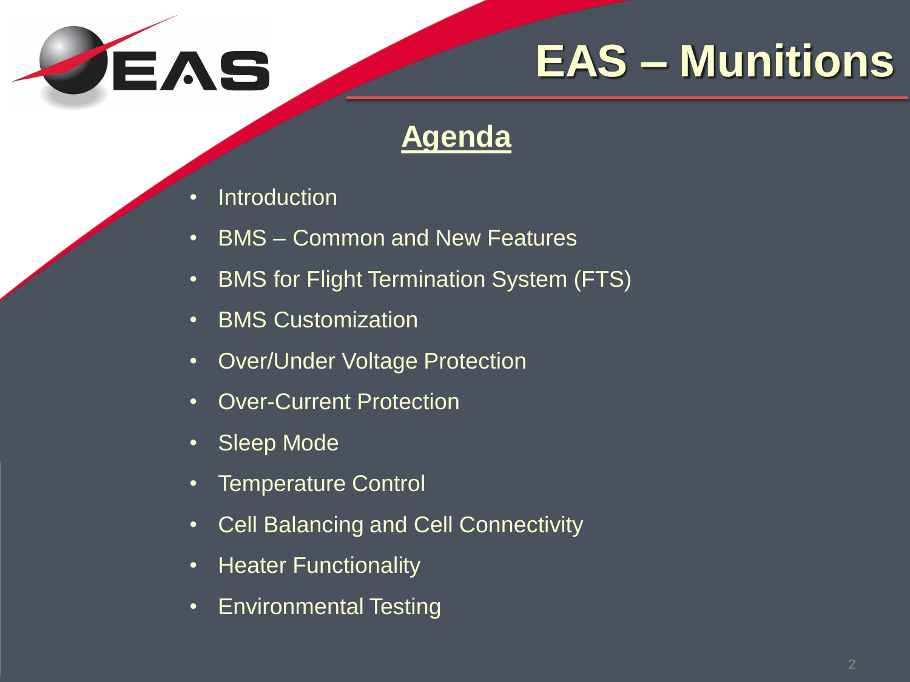# EAS – Munitions

## Agenda

- Introduction
- BMS – Common and New Features
- BMS for Flight Termination System (FTS)
- BMS Customization
- Over/Under Voltage Protection
- Over-Current Protection
- Sleep Mode
- Temperature Control
- Cell Balancing and Cell Connectivity
- Heater Functionality
- Environmental Testing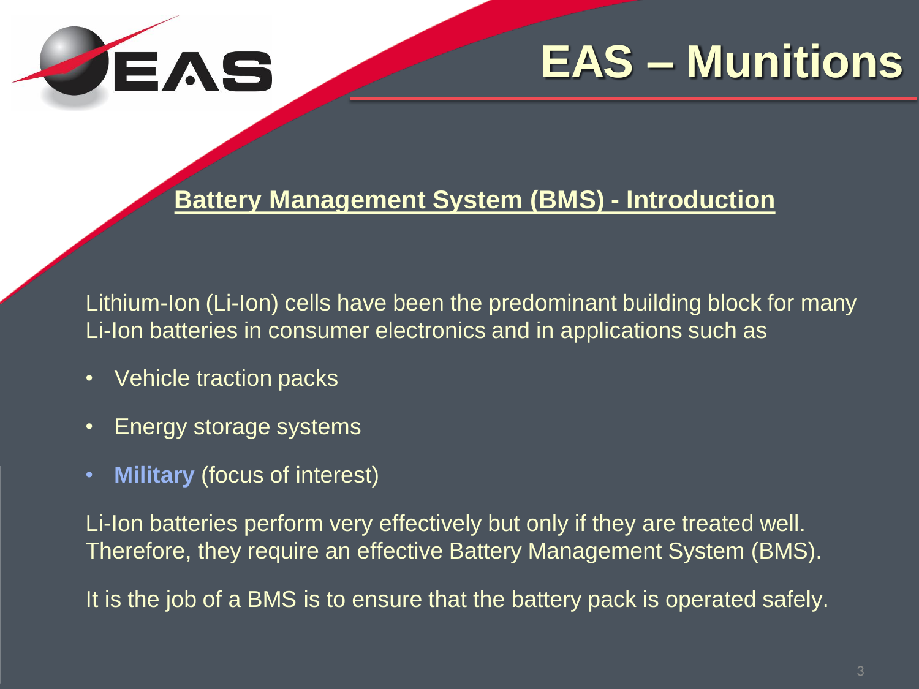# EAS – Munitions

## Battery Management System (BMS) - Introduction

Lithium-Ion (Li-Ion) cells have been the predominant building block for many Li-Ion batteries in consumer electronics and in applications such as

- Vehicle traction packs
- Energy storage systems
- **Military** (focus of interest)

Li-Ion batteries perform very effectively but only if they are treated well. Therefore, they require an effective Battery Management System (BMS).

It is the job of a BMS is to ensure that the battery pack is operated safely.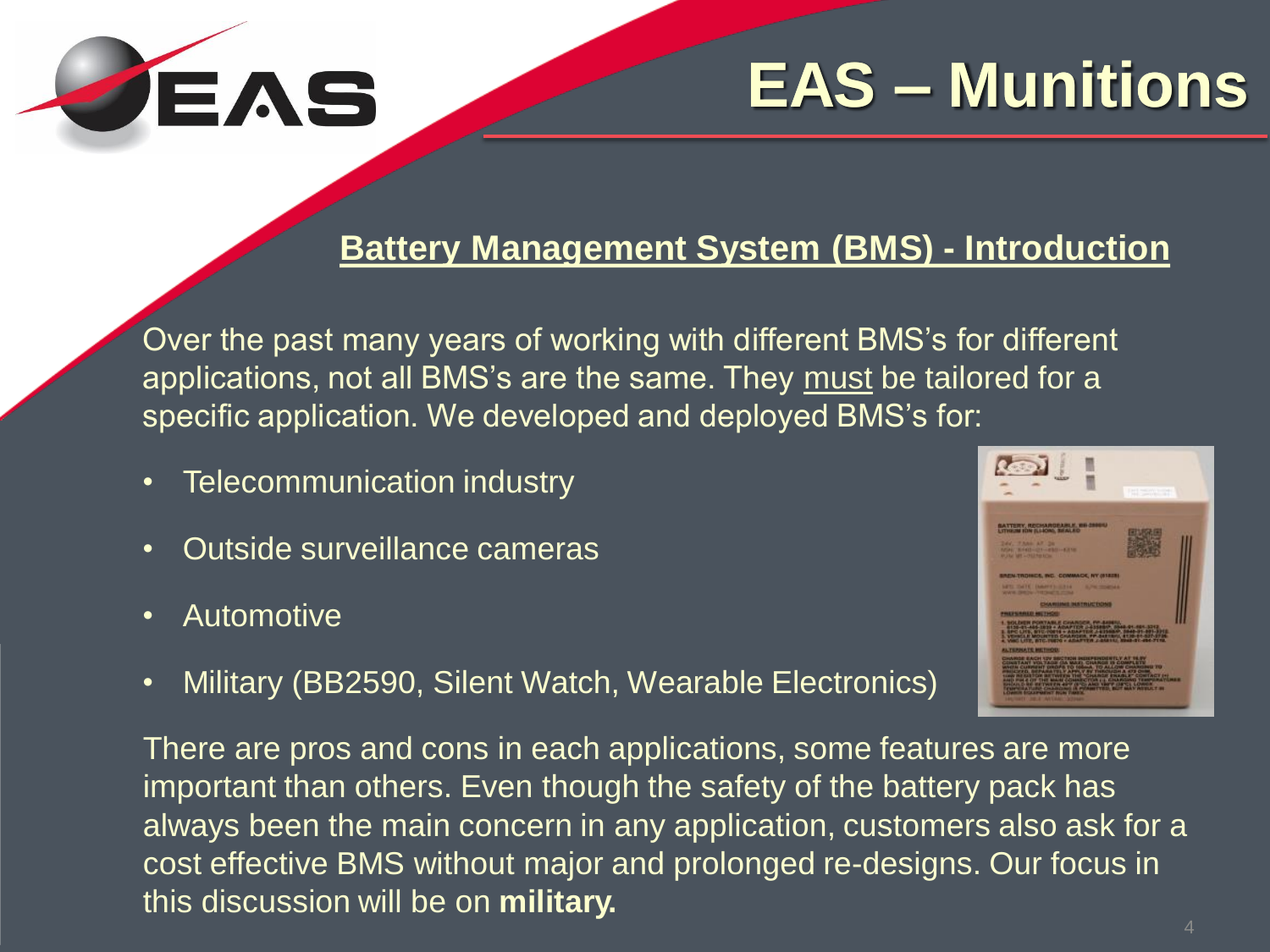# EAS – Munitions

## Battery Management System (BMS) - Introduction

Over the past many years of working with different BMS's for different applications, not all BMS's are the same. They <u>must</u> be tailored for a specific application. We developed and deployed BMS's for:

- Telecommunication industry
- Outside surveillance cameras
- Automotive
- Military (BB2590, Silent Watch, Wearable Electronics)

There are pros and cons in each applications, some features are more important than others. Even though the safety of the battery pack has always been the main concern in any application, customers also ask for a cost effective BMS without major and prolonged re-designs. Our focus in this discussion will be on **military.**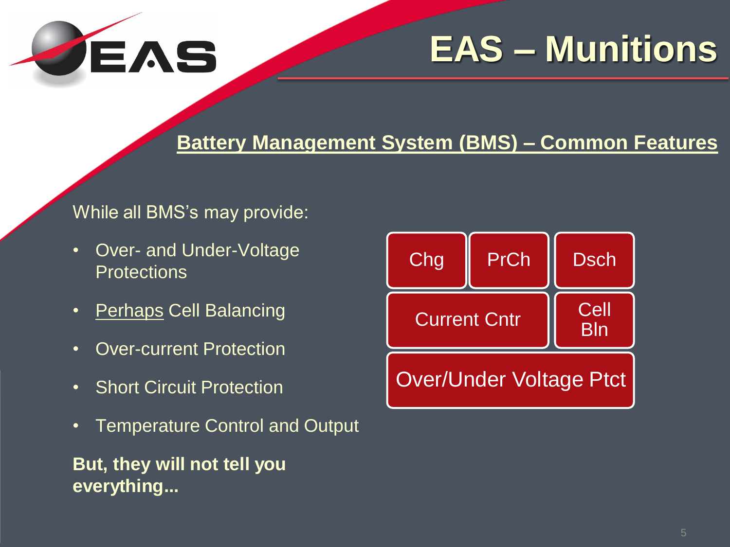# EAS – Munitions

## Battery Management System (BMS) – Common Features

While all BMS's may provide:

- Over- and Under-Voltage Protections
- Perhaps Cell Balancing
- Over-current Protection
- Short Circuit Protection
- Temperature Control and Output

**But, they will not tell you everything...**

| Chg | PrCh | Dsch |
| --- | --- | --- |
| Current Cntr | | Cell Bln |
| Over/Under Voltage Ptct | | |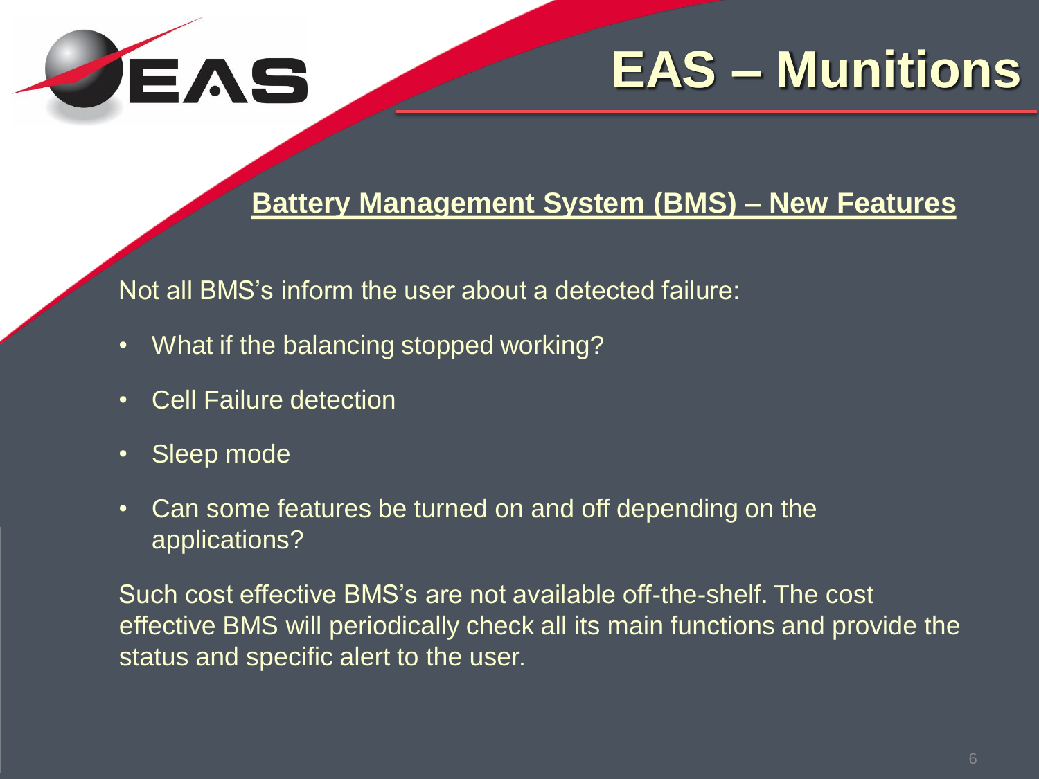# EAS – Munitions

## Battery Management System (BMS) – New Features

Not all BMS's inform the user about a detected failure:

- What if the balancing stopped working?
- Cell Failure detection
- Sleep mode
- Can some features be turned on and off depending on the applications?

Such cost effective BMS's are not available off-the-shelf. The cost effective BMS will periodically check all its main functions and provide the status and specific alert to the user.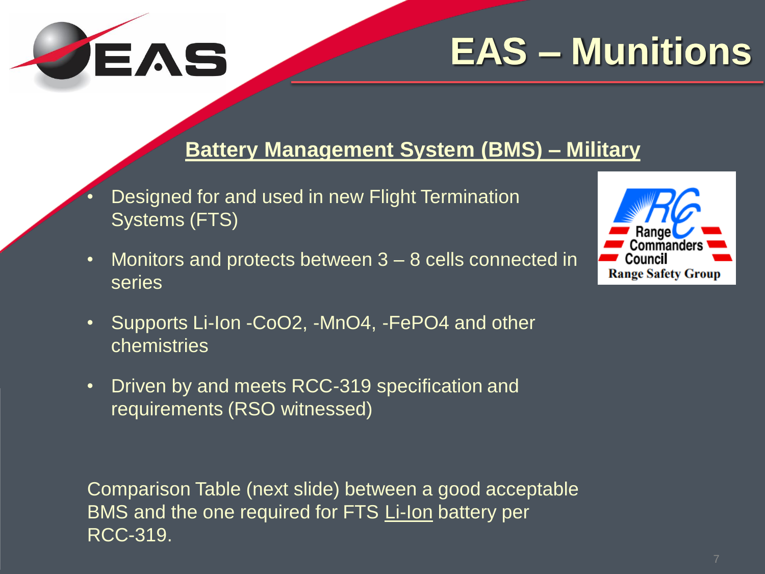# EAS – Munitions

## Battery Management System (BMS) – Military

- Designed for and used in new Flight Termination Systems (FTS)
- Monitors and protects between 3 – 8 cells connected in series
- Supports Li-Ion -$CoO_2$, -$MnO_4$, -$FePO_4$ and other chemistries
- Driven by and meets RCC-319 specification and requirements (RSO witnessed)

Comparison Table (next slide) between a good acceptable BMS and the one required for FTS Li-Ion battery per RCC-319.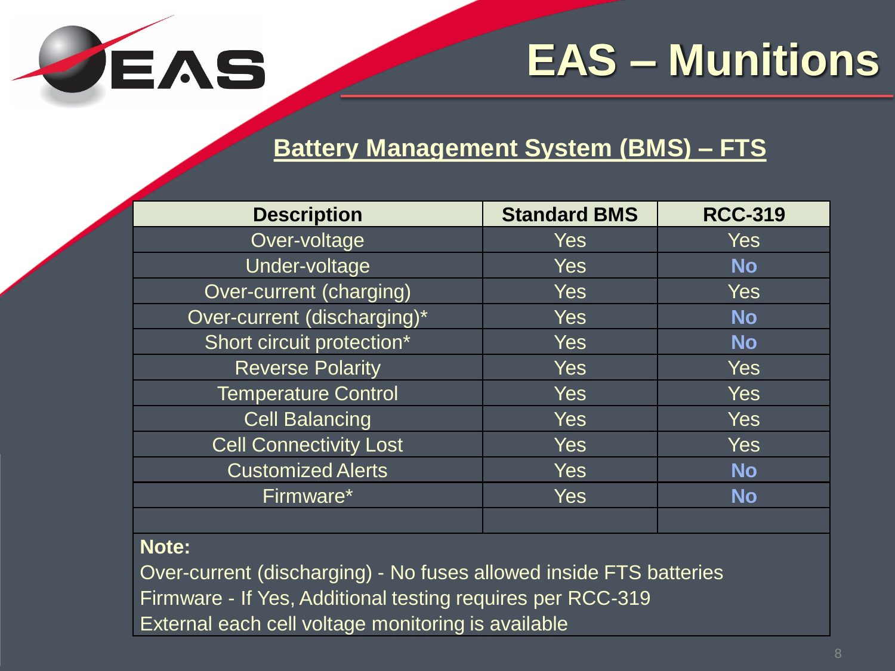# EAS – Munitions

## Battery Management System (BMS) – FTS

| Description | Standard BMS | RCC-319 |
|---|---|---|
| Over-voltage | Yes | Yes |
| Under-voltage | Yes | **No** |
| Over-current (charging) | Yes | Yes |
| Over-current (discharging)* | Yes | **No** |
| Short circuit protection* | Yes | **No** |
| Reverse Polarity | Yes | Yes |
| Temperature Control | Yes | Yes |
| Cell Balancing | Yes | Yes |
| Cell Connectivity Lost | Yes | Yes |
| Customized Alerts | Yes | **No** |
| Firmware* | Yes | **No** |
| | | |

**Note:**

Over-current (discharging) - No fuses allowed inside FTS batteries

Firmware - If Yes, Additional testing requires per RCC-319

External each cell voltage monitoring is available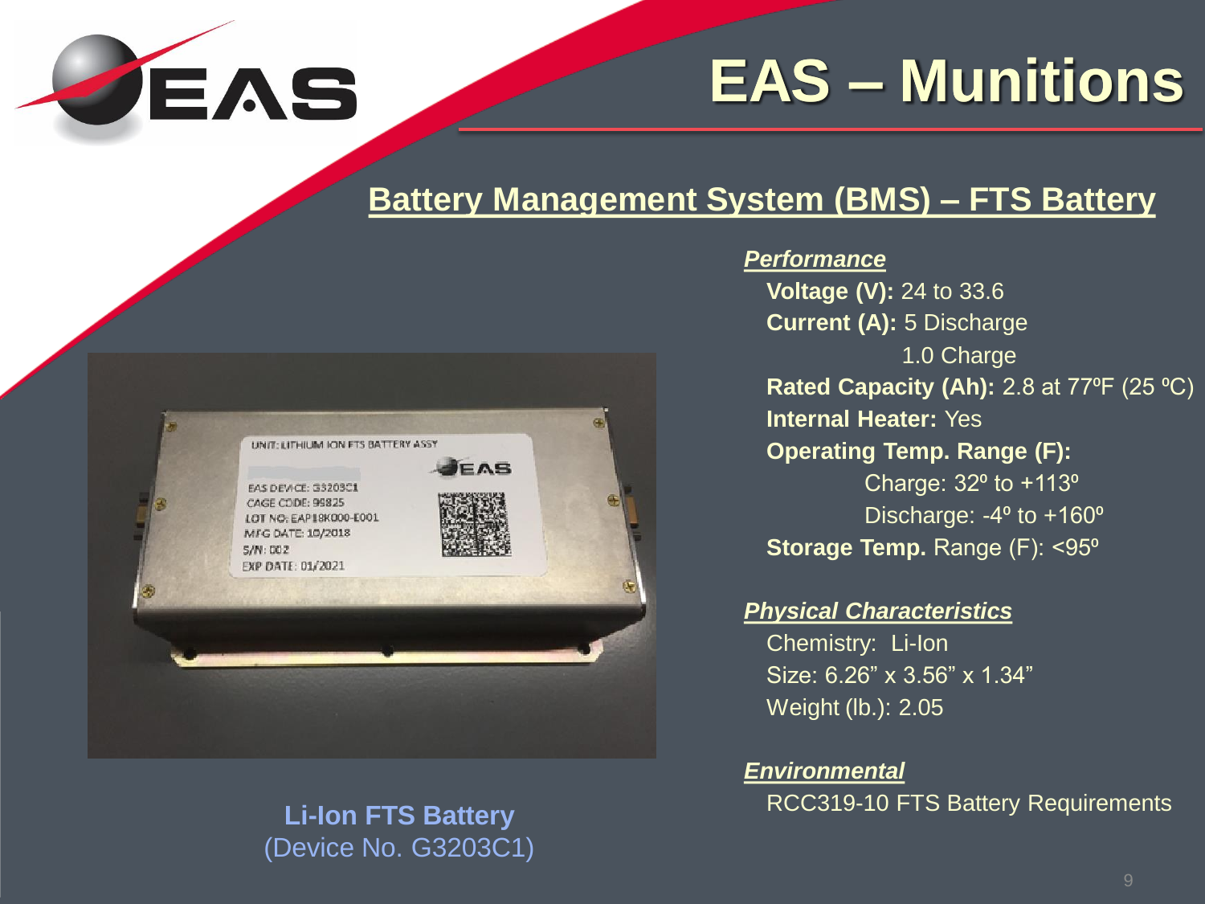# EAS – Munitions

## Battery Management System (BMS) – FTS Battery

***Performance***

**Voltage (V):** 24 to 33.6
**Current (A):** 5 Discharge
1.0 Charge
**Rated Capacity (Ah):** 2.8 at 77ºF (25 ºC)
**Internal Heater:** Yes
**Operating Temp. Range (F):**
Charge: 32º to +113º
Discharge: -4º to +160º
**Storage Temp.** Range (F): <95º

***Physical Characteristics***

Chemistry: Li-Ion
Size: 6.26” x 3.56” x 1.34”
Weight (lb.): 2.05

***Environmental***

RCC319-10 FTS Battery Requirements

**Li-Ion FTS Battery**
(Device No. G3203C1)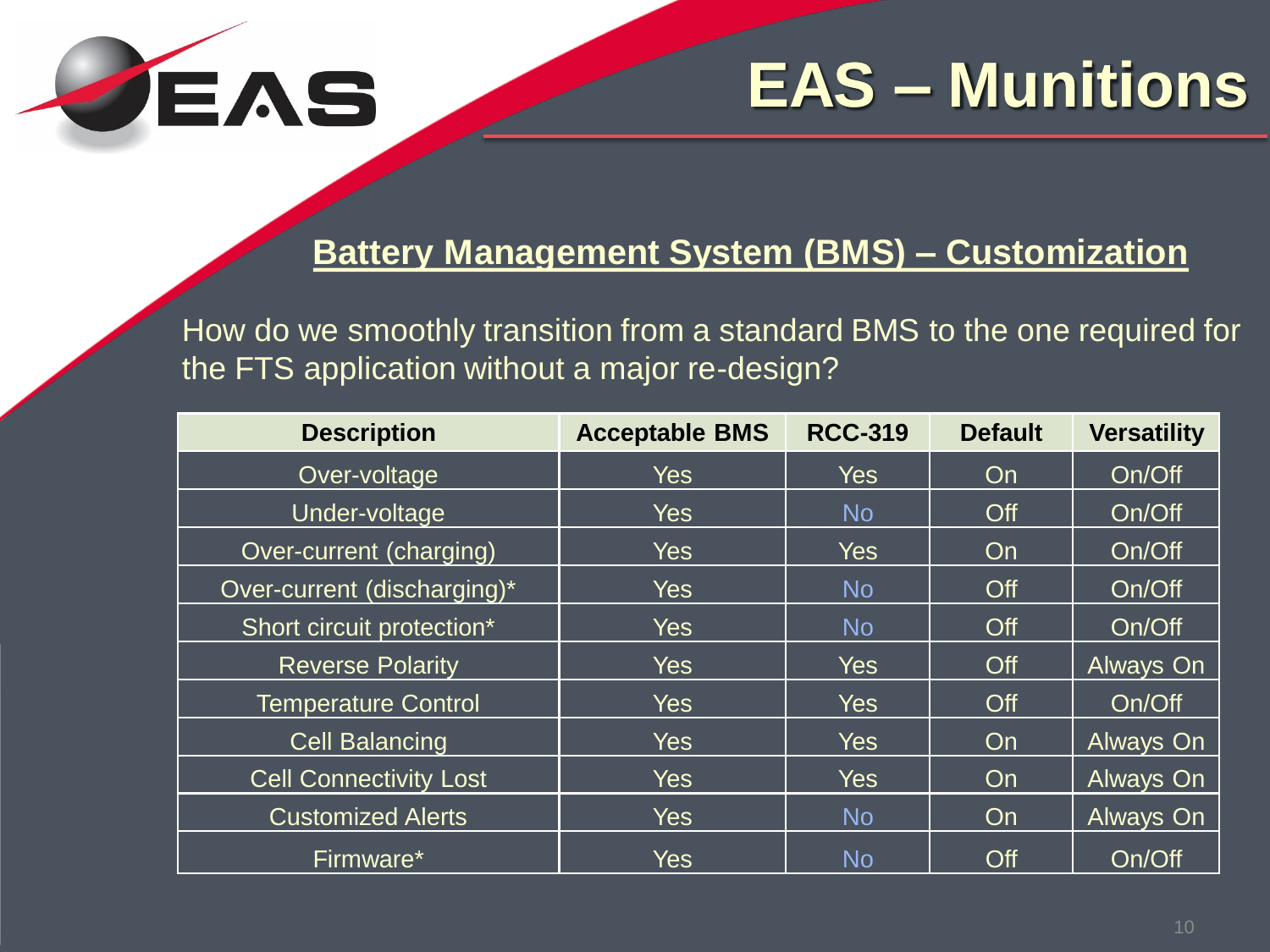# EAS – Munitions

## Battery Management System (BMS) – Customization

How do we smoothly transition from a standard BMS to the one required for the FTS application without a major re-design?

| Description | Acceptable BMS | RCC-319 | Default | Versatility |
|---|---|---|---|---|
| Over-voltage | Yes | Yes | On | On/Off |
| Under-voltage | Yes | No | Off | On/Off |
| Over-current (charging) | Yes | Yes | On | On/Off |
| Over-current (discharging)* | Yes | No | Off | On/Off |
| Short circuit protection* | Yes | No | Off | On/Off |
| Reverse Polarity | Yes | Yes | Off | Always On |
| Temperature Control | Yes | Yes | Off | On/Off |
| Cell Balancing | Yes | Yes | On | Always On |
| Cell Connectivity Lost | Yes | Yes | On | Always On |
| Customized Alerts | Yes | No | On | Always On |
| Firmware* | Yes | No | Off | On/Off |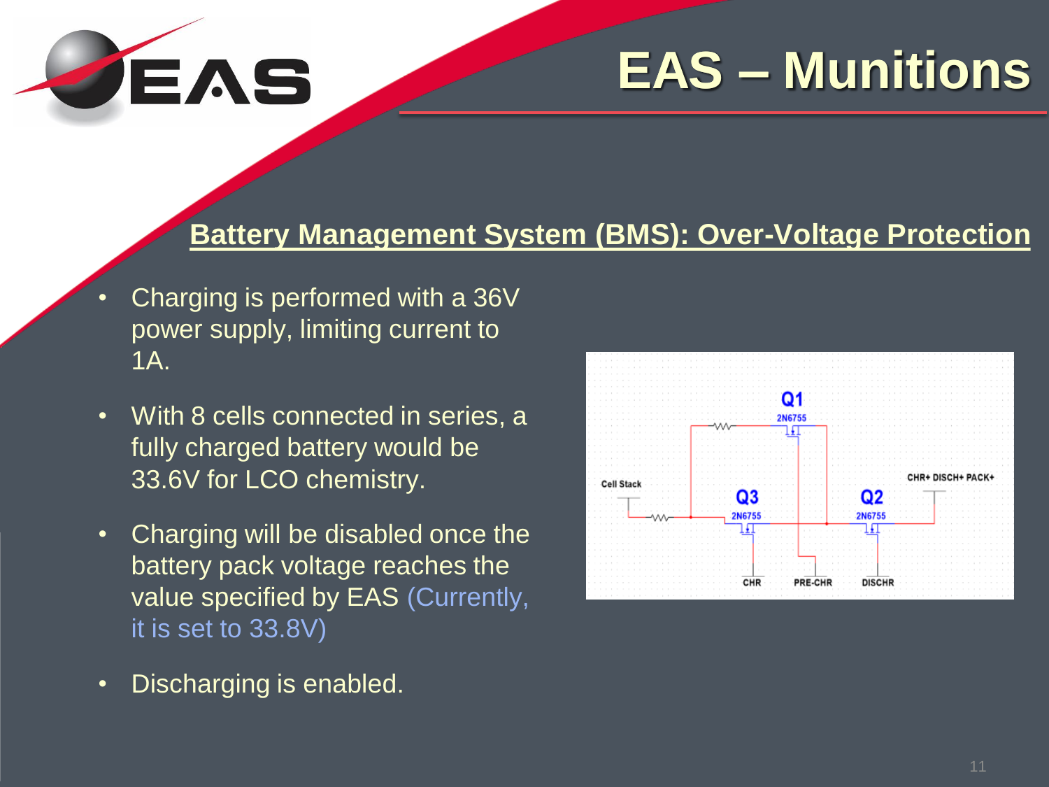# EAS – Munitions

## Battery Management System (BMS): Over-Voltage Protection

- Charging is performed with a 36V power supply, limiting current to 1A.
- With 8 cells connected in series, a fully charged battery would be 33.6V for LCO chemistry.
- Charging will be disabled once the battery pack voltage reaches the value specified by EAS (Currently, it is set to 33.8V)
- Discharging is enabled.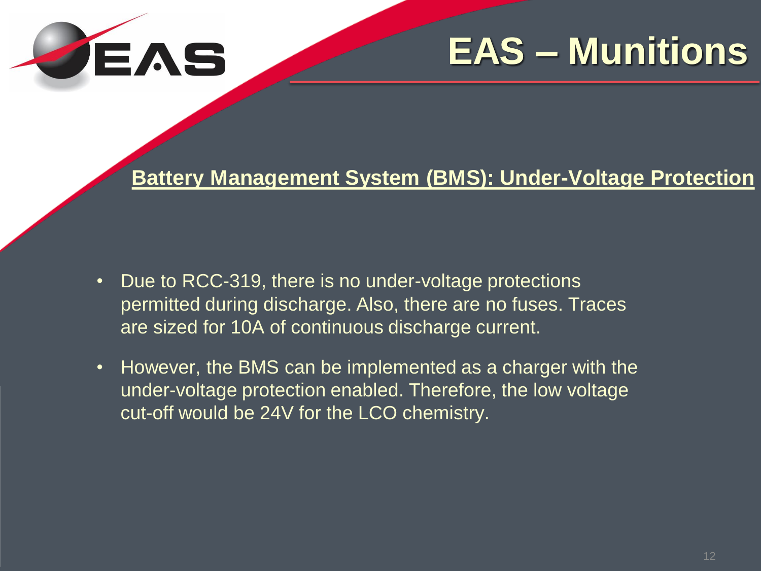# EAS – Munitions

**Battery Management System (BMS): Under-Voltage Protection**

- Due to RCC-319, there is no under-voltage protections permitted during discharge. Also, there are no fuses. Traces are sized for 10A of continuous discharge current.
- However, the BMS can be implemented as a charger with the under-voltage protection enabled. Therefore, the low voltage cut-off would be 24V for the LCO chemistry.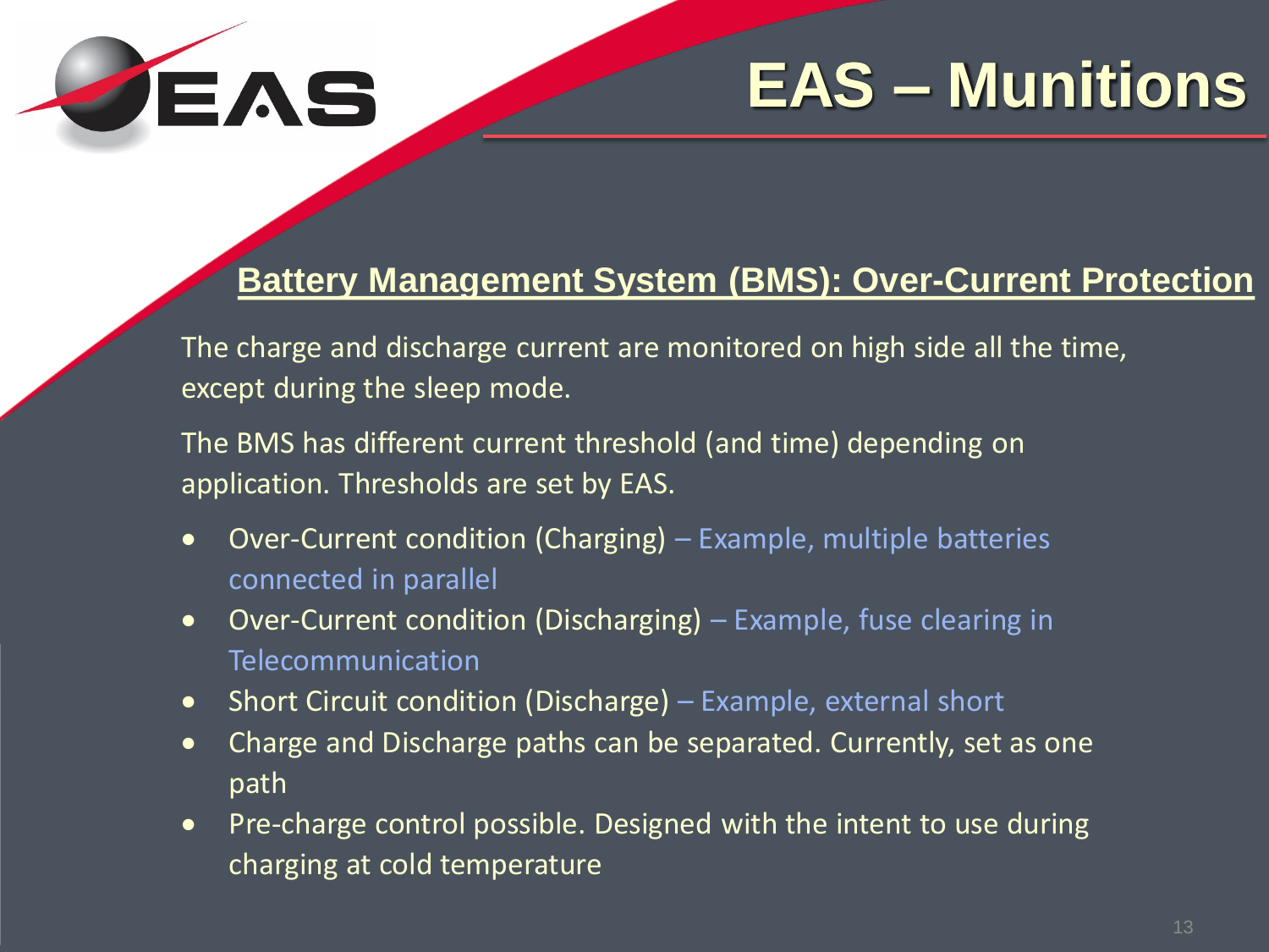# EAS – Munitions

## Battery Management System (BMS): Over-Current Protection

The charge and discharge current are monitored on high side all the time, except during the sleep mode.

The BMS has different current threshold (and time) depending on application. Thresholds are set by EAS.

- Over-Current condition (Charging) – Example, multiple batteries connected in parallel
- Over-Current condition (Discharging) – Example, fuse clearing in Telecommunication
- Short Circuit condition (Discharge) – Example, external short
- Charge and Discharge paths can be separated. Currently, set as one path
- Pre-charge control possible. Designed with the intent to use during charging at cold temperature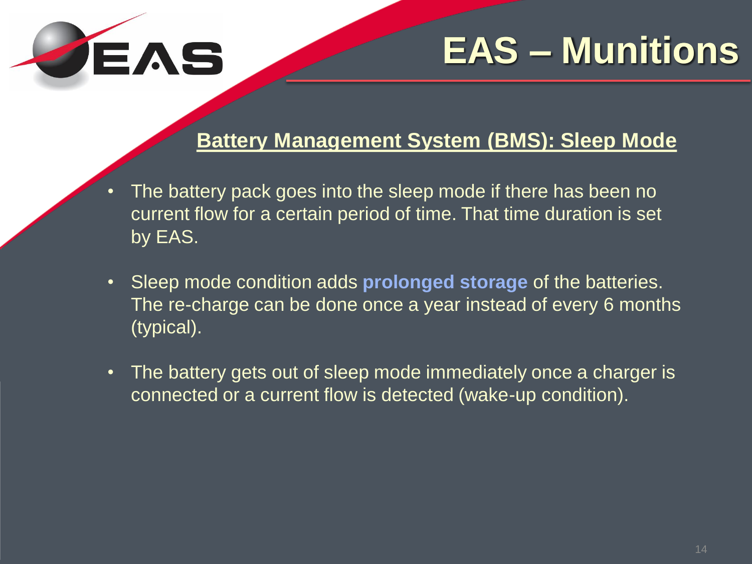# EAS – Munitions

## Battery Management System (BMS): Sleep Mode

- The battery pack goes into the sleep mode if there has been no current flow for a certain period of time. That time duration is set by EAS.
- Sleep mode condition adds **prolonged storage** of the batteries. The re-charge can be done once a year instead of every 6 months (typical).
- The battery gets out of sleep mode immediately once a charger is connected or a current flow is detected (wake-up condition).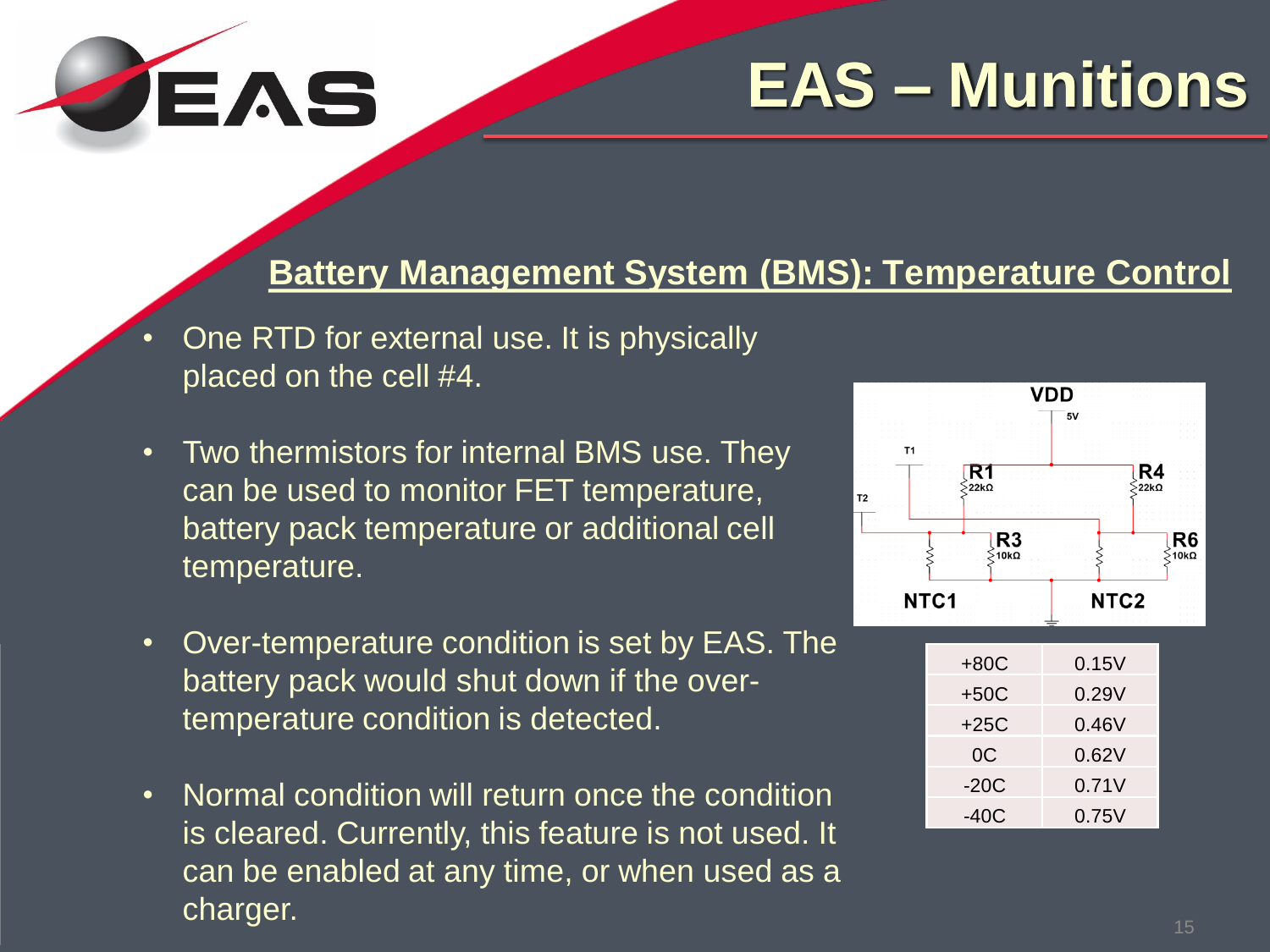# EAS – Munitions

## Battery Management System (BMS): Temperature Control

- One RTD for external use. It is physically placed on the cell #4.
- Two thermistors for internal BMS use. They can be used to monitor FET temperature, battery pack temperature or additional cell temperature.
- Over-temperature condition is set by EAS. The battery pack would shut down if the over-temperature condition is detected.
- Normal condition will return once the condition is cleared. Currently, this feature is not used. It can be enabled at any time, or when used as a charger.

| Temperature | Voltage |
|---|---|
| +80C | 0.15V |
| +50C | 0.29V |
| +25C | 0.46V |
| 0C | 0.62V |
| -20C | 0.71V |
| -40C | 0.75V |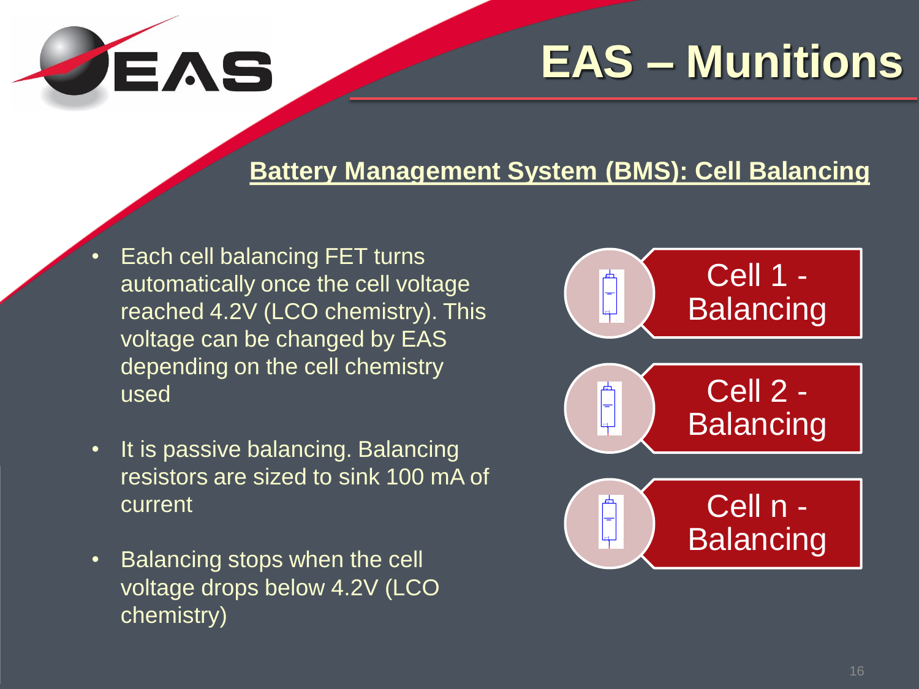# EAS – Munitions

## Battery Management System (BMS): Cell Balancing

- Each cell balancing FET turns automatically once the cell voltage reached 4.2V (LCO chemistry). This voltage can be changed by EAS depending on the cell chemistry used
- It is passive balancing. Balancing resistors are sized to sink 100 mA of current
- Balancing stops when the cell voltage drops below 4.2V (LCO chemistry)

Cell 1 - Balancing

Cell 2 - Balancing

Cell n - Balancing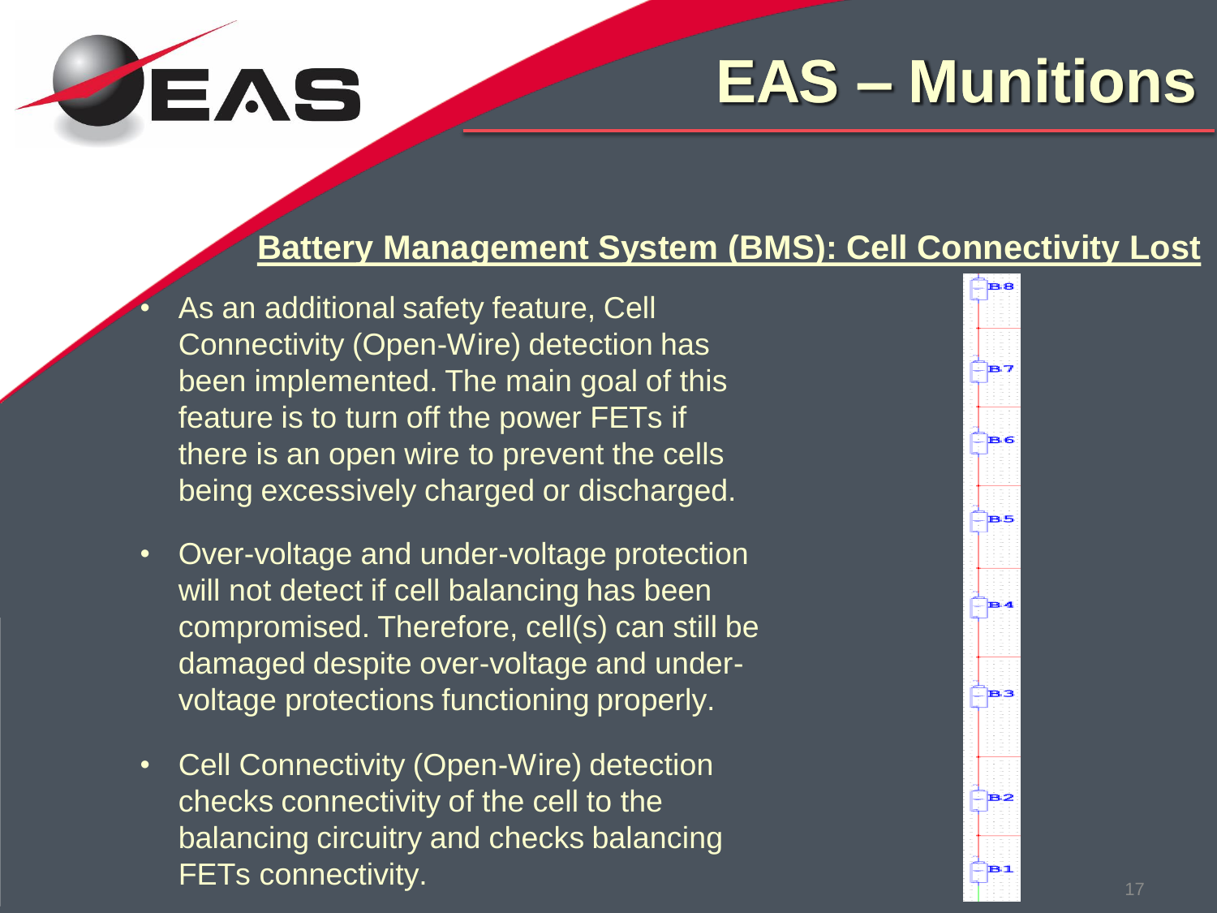# EAS – Munitions

## Battery Management System (BMS): Cell Connectivity Lost

- As an additional safety feature, Cell Connectivity (Open-Wire) detection has been implemented. The main goal of this feature is to turn off the power FETs if there is an open wire to prevent the cells being excessively charged or discharged.
- Over-voltage and under-voltage protection will not detect if cell balancing has been compromised. Therefore, cell(s) can still be damaged despite over-voltage and under-voltage protections functioning properly.
- Cell Connectivity (Open-Wire) detection checks connectivity of the cell to the balancing circuitry and checks balancing FETs connectivity.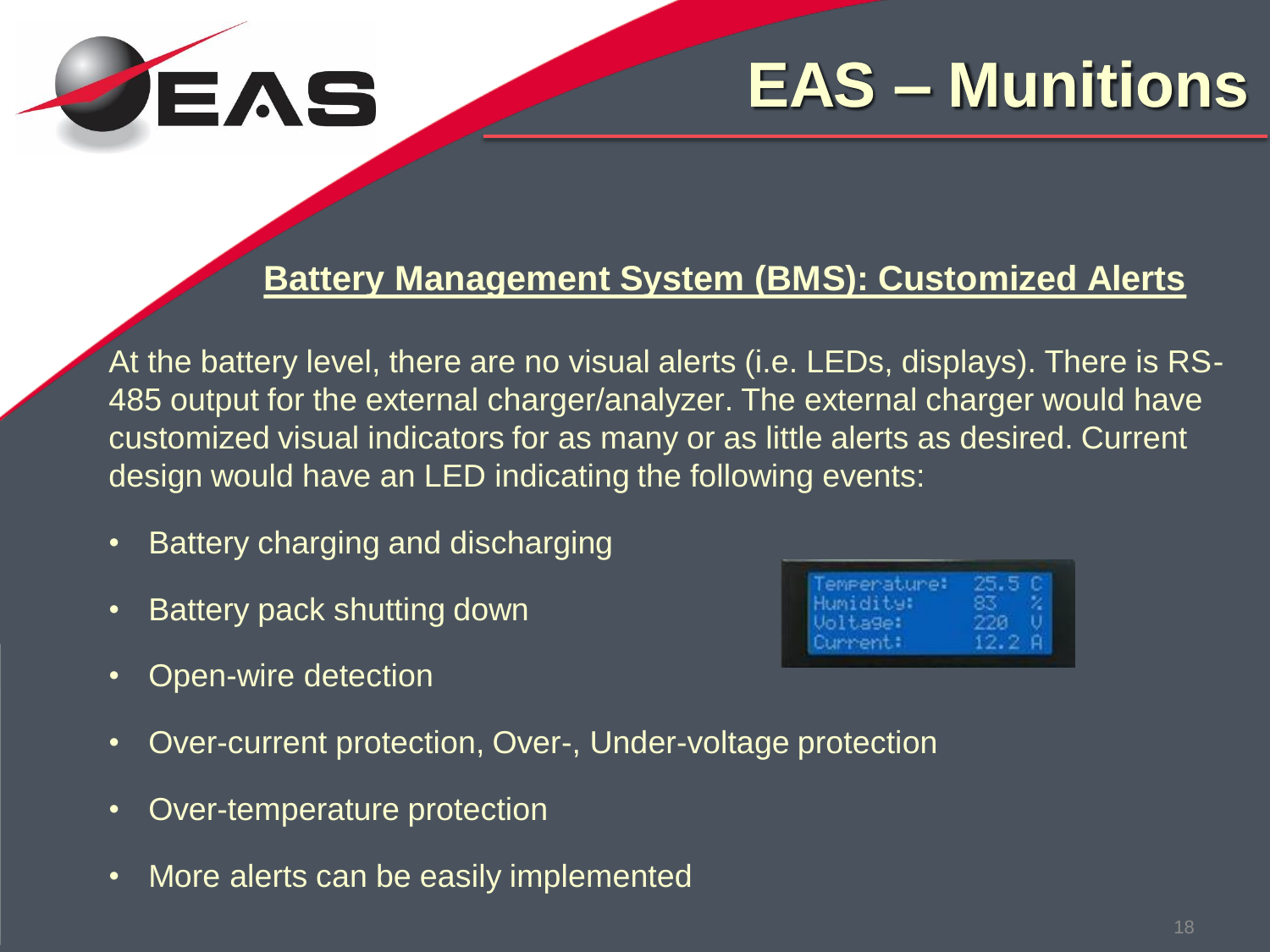# EAS – Munitions

## Battery Management System (BMS): Customized Alerts

At the battery level, there are no visual alerts (i.e. LEDs, displays). There is RS-485 output for the external charger/analyzer. The external charger would have customized visual indicators for as many or as little alerts as desired. Current design would have an LED indicating the following events:

- Battery charging and discharging
- Battery pack shutting down
- Open-wire detection
- Over-current protection, Over-, Under-voltage protection
- Over-temperature protection
- More alerts can be easily implemented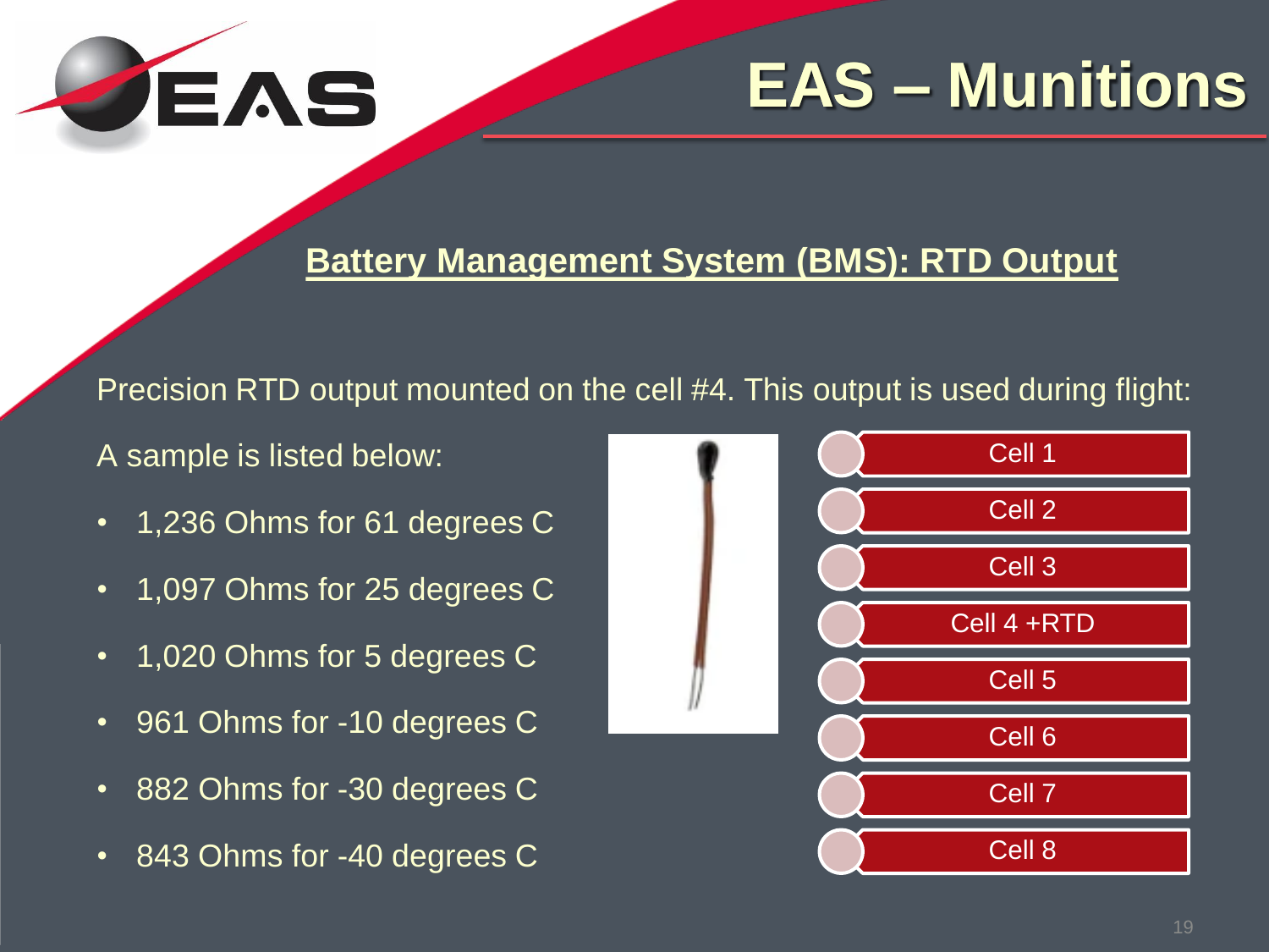# EAS – Munitions

## Battery Management System (BMS): RTD Output

Precision RTD output mounted on the cell #4. This output is used during flight:

A sample is listed below:

- 1,236 Ohms for 61 degrees C
- 1,097 Ohms for 25 degrees C
- 1,020 Ohms for 5 degrees C
- 961 Ohms for -10 degrees C
- 882 Ohms for -30 degrees C
- 843 Ohms for -40 degrees C

Cell 1

Cell 2

Cell 3

Cell 4 +RTD

Cell 5

Cell 6

Cell 7

Cell 8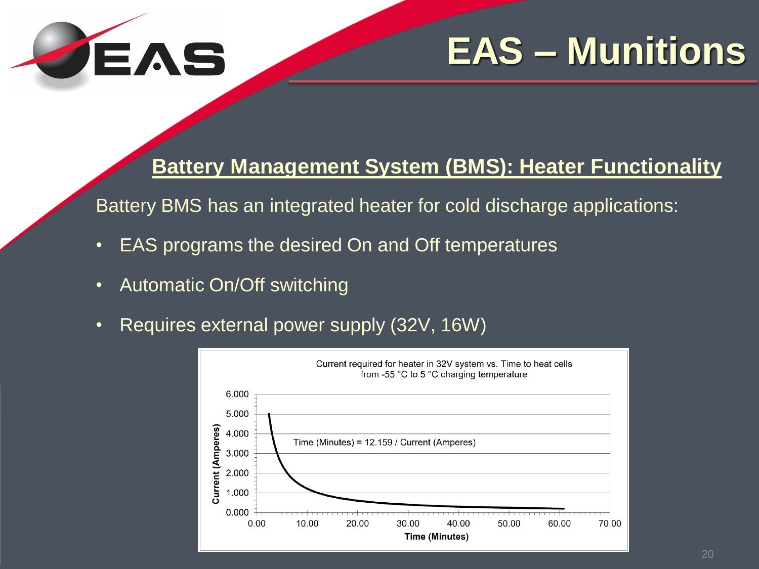# EAS – Munitions

## Battery Management System (BMS): Heater Functionality

Battery BMS has an integrated heater for cold discharge applications:

- EAS programs the desired On and Off temperatures
- Automatic On/Off switching
- Requires external power supply (32V, 16W)

Current required for heater in 32V system vs. Time to heat cells from -55 °C to 5 °C charging temperature

Time (Minutes) = 12.159 / Current (Amperes)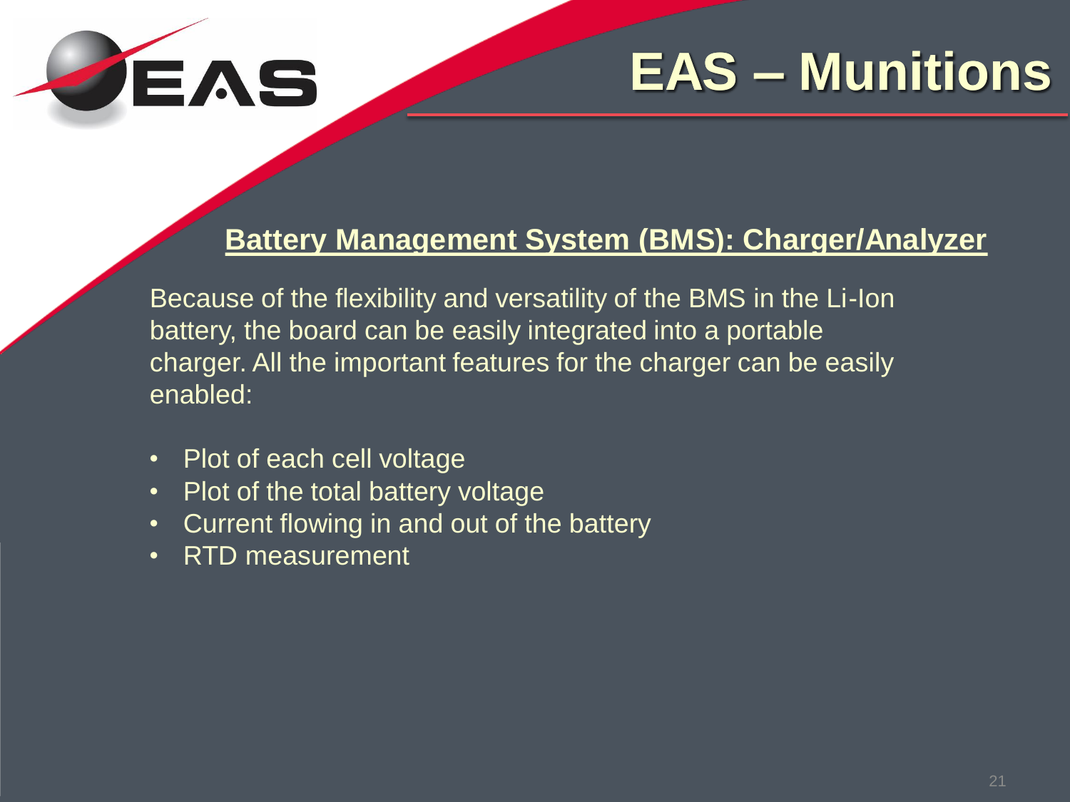# EAS – Munitions

## Battery Management System (BMS): Charger/Analyzer

Because of the flexibility and versatility of the BMS in the Li-Ion battery, the board can be easily integrated into a portable charger. All the important features for the charger can be easily enabled:

- Plot of each cell voltage
- Plot of the total battery voltage
- Current flowing in and out of the battery
- RTD measurement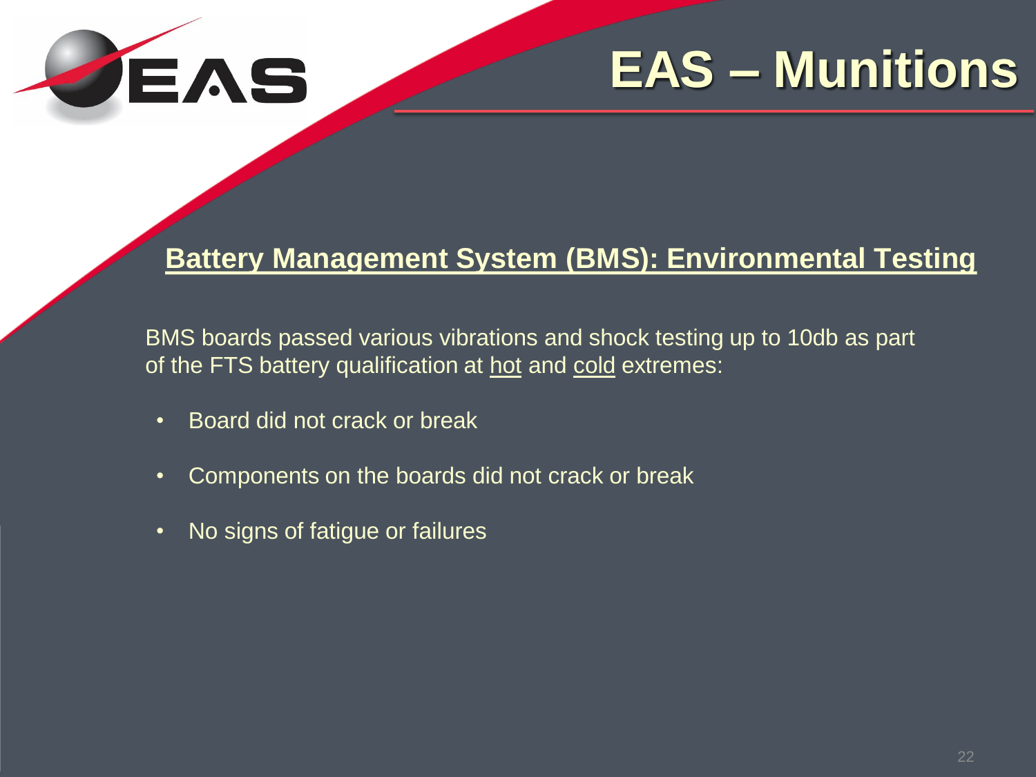# EAS – Munitions

## Battery Management System (BMS): Environmental Testing

BMS boards passed various vibrations and shock testing up to 10db as part of the FTS battery qualification at hot and cold extremes:

- Board did not crack or break
- Components on the boards did not crack or break
- No signs of fatigue or failures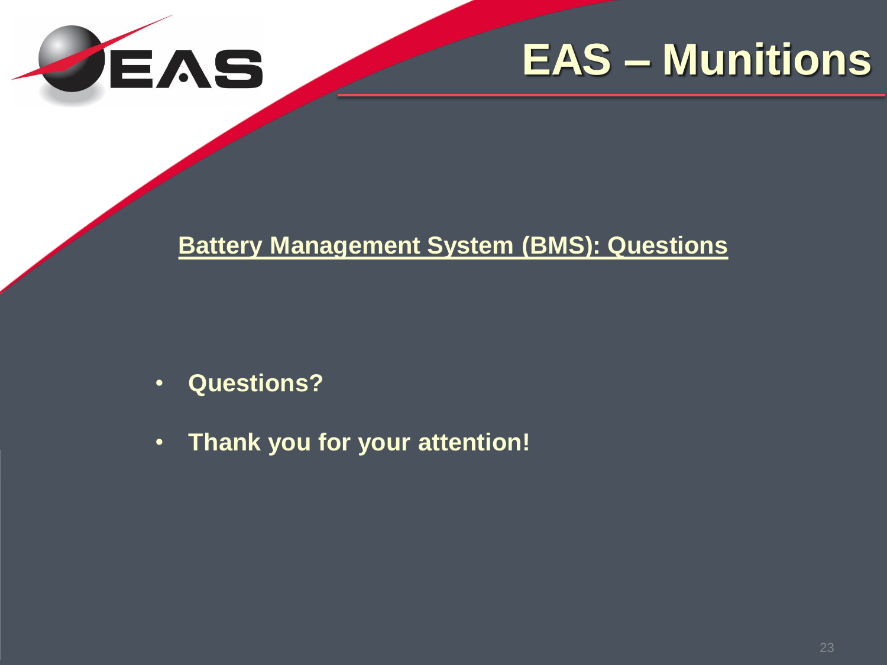# EAS – Munitions

**Battery Management System (BMS): Questions**

- **Questions?**
- **Thank you for your attention!**